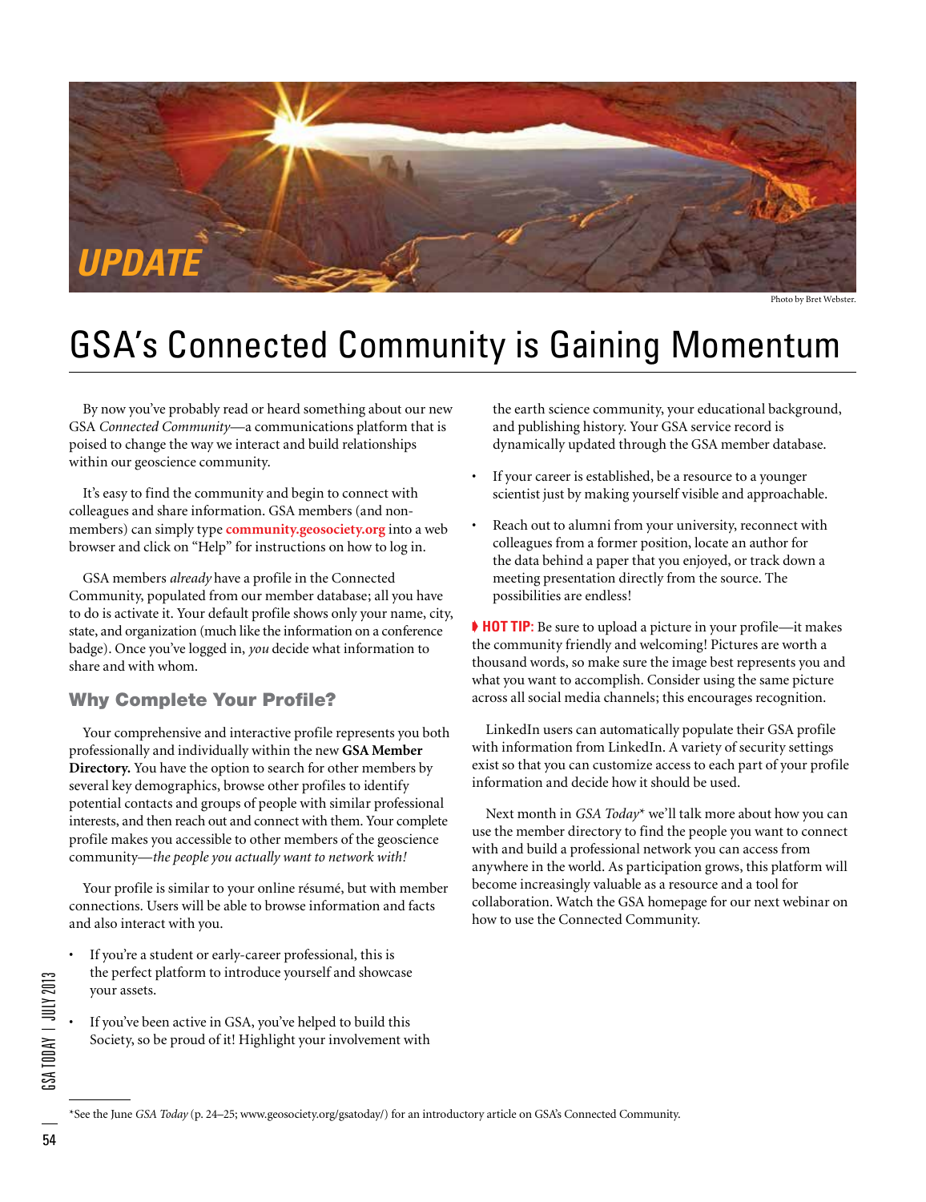UPDATE

Photo by Bret Webster.

# GSA's Connected Community is Gaining Momentum

By now you've probably read or heard something about our new GSA *Connected Community*—a communications platform that is poised to change the way we interact and build relationships within our geoscience community.

It's easy to find the community and begin to connect with colleagues and share information. GSA members (and non-members) can simply type **community.geosociety.org** into a web browser and click on "Help" for instructions on how to log in.

GSA members *already* have a profile in the Connected Community, populated from our member database; all you have to do is activate it. Your default profile shows only your name, city, state, and organization (much like the information on a conference badge). Once you've logged in, *you* decide what information to share and with whom.

## Why Complete Your Profile?

Your comprehensive and interactive profile represents you both professionally and individually within the new **GSA Member Directory.** You have the option to search for other members by several key demographics, browse other profiles to identify potential contacts and groups of people with similar professional interests, and then reach out and connect with them. Your complete profile makes you accessible to other members of the geoscience community—*the people you actually want to network with!*

Your profile is similar to your online résumé, but with member connections. Users will be able to browse information and facts and also interact with you.

- If you're a student or early-career professional, this is the perfect platform to introduce yourself and showcase your assets.
- If you've been active in GSA, you've helped to build this Society, so be proud of it! Highlight your involvement with the earth science community, your educational background, and publishing history. Your GSA service record is dynamically updated through the GSA member database.
- If your career is established, be a resource to a younger scientist just by making yourself visible and approachable.
- Reach out to alumni from your university, reconnect with colleagues from a former position, locate an author for the data behind a paper that you enjoyed, or track down a meeting presentation directly from the source. The possibilities are endless!

**HOT TIP:** Be sure to upload a picture in your profile—it makes the community friendly and welcoming! Pictures are worth a thousand words, so make sure the image best represents you and what you want to accomplish. Consider using the same picture across all social media channels; this encourages recognition.

LinkedIn users can automatically populate their GSA profile with information from LinkedIn. A variety of security settings exist so that you can customize access to each part of your profile information and decide how it should be used.

Next month in *GSA Today** we'll talk more about how you can use the member directory to find the people you want to connect with and build a professional network you can access from anywhere in the world. As participation grows, this platform will become increasingly valuable as a resource and a tool for collaboration. Watch the GSA homepage for our next webinar on how to use the Connected Community.

*See the June *GSA Today* (p. 24–25; www.geosociety.org/gsatoday/) for an introductory article on GSA's Connected Community.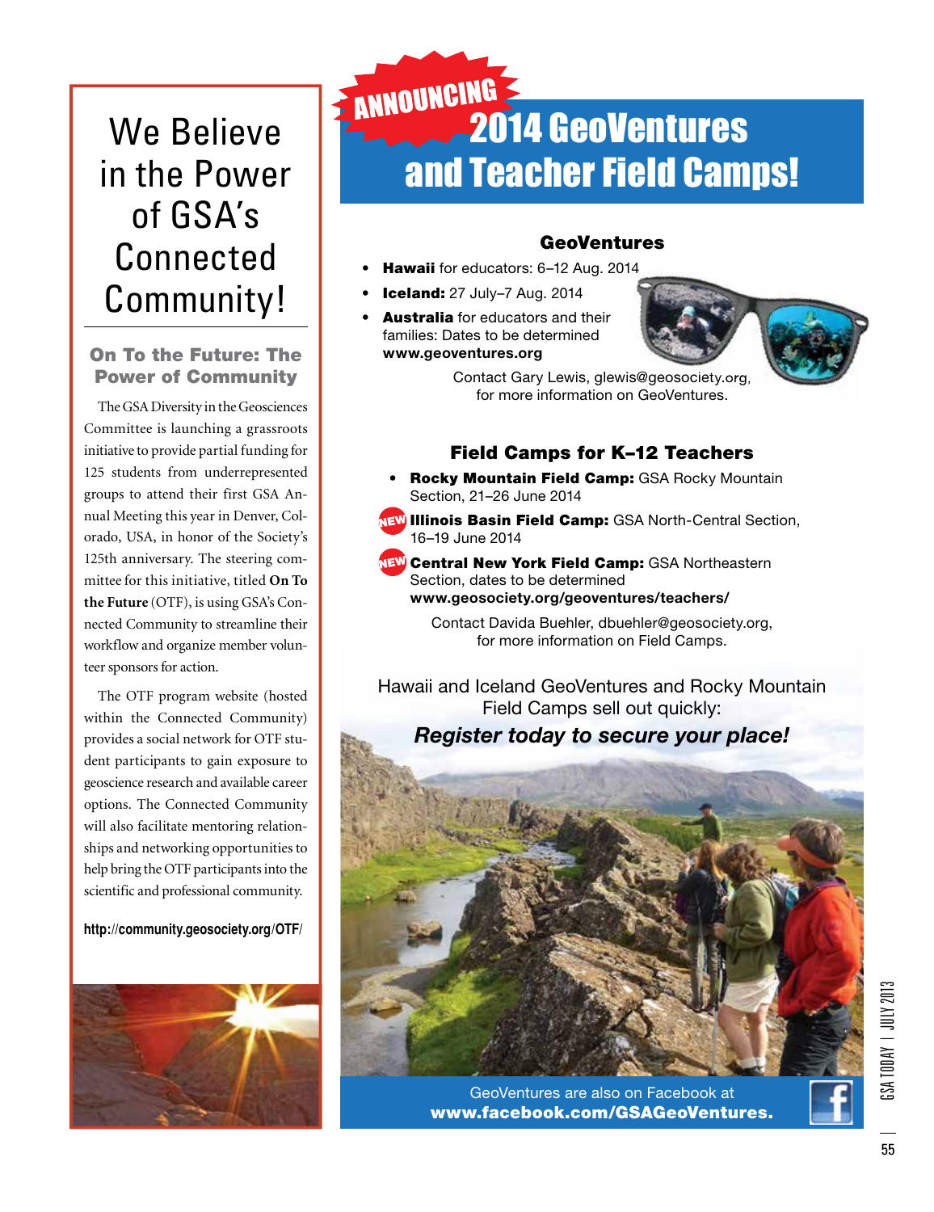# We Believe in the Power of GSA's Connected Community!

## On To the Future: The Power of Community

The GSA Diversity in the Geosciences Committee is launching a grassroots initiative to provide partial funding for 125 students from underrepresented groups to attend their first GSA Annual Meeting this year in Denver, Colorado, USA, in honor of the Society's 125th anniversary. The steering committee for this initiative, titled **On To the Future** (OTF), is using GSA's Connected Community to streamline their workflow and organize member volunteer sponsors for action.

The OTF program website (hosted within the Connected Community) provides a social network for OTF student participants to gain exposure to geoscience research and available career options. The Connected Community will also facilitate mentoring relationships and networking opportunities to help bring the OTF participants into the scientific and professional community.

**http://community.geosociety.org/OTF/**

# ANNOUNCING 2014 GeoVentures and Teacher Field Camps!

## GeoVentures

- **Hawaii** for educators: 6–12 Aug. 2014
- **Iceland:** 27 July–7 Aug. 2014
- **Australia** for educators and their families: Dates to be determined

**www.geoventures.org**

Contact Gary Lewis, glewis@geosociety.org, for more information on GeoVentures.

## Field Camps for K–12 Teachers

- **Rocky Mountain Field Camp:** GSA Rocky Mountain Section, 21–26 June 2014
- NEW **Illinois Basin Field Camp:** GSA North-Central Section, 16–19 June 2014
- NEW **Central New York Field Camp:** GSA Northeastern Section, dates to be determined

**www.geosociety.org/geoventures/teachers/**

Contact Davida Buehler, dbuehler@geosociety.org, for more information on Field Camps.

Hawaii and Iceland GeoVentures and Rocky Mountain Field Camps sell out quickly:

***Register today to secure your place!***

GeoVentures are also on Facebook at **www.facebook.com/GSAGeoVentures.**